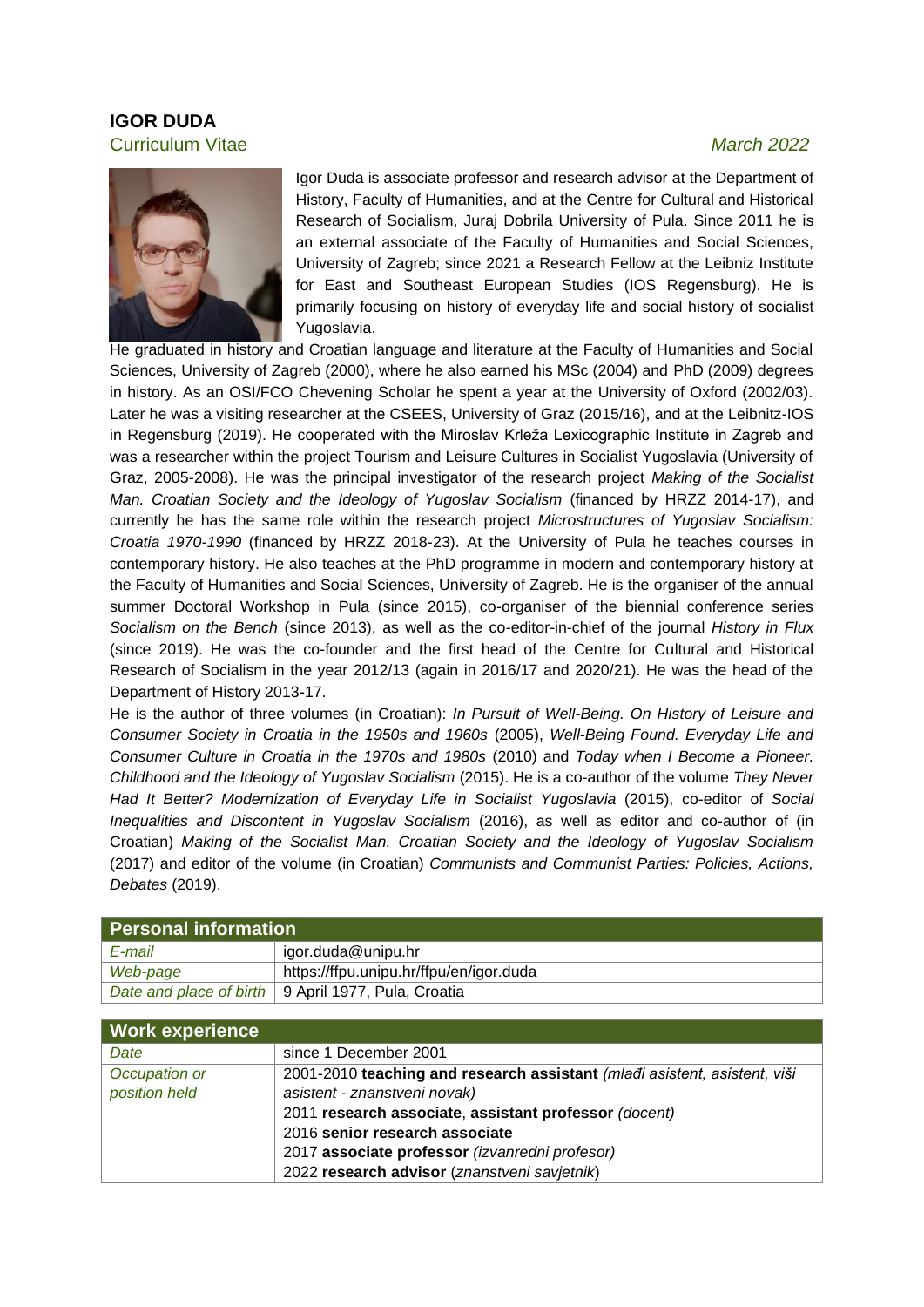# IGOR DUDA

Curriculum Vitae

*March 2022*

Igor Duda is associate professor and research advisor at the Department of History, Faculty of Humanities, and at the Centre for Cultural and Historical Research of Socialism, Juraj Dobrila University of Pula. Since 2011 he is an external associate of the Faculty of Humanities and Social Sciences, University of Zagreb; since 2021 a Research Fellow at the Leibniz Institute for East and Southeast European Studies (IOS Regensburg). He is primarily focusing on history of everyday life and social history of socialist Yugoslavia.

He graduated in history and Croatian language and literature at the Faculty of Humanities and Social Sciences, University of Zagreb (2000), where he also earned his MSc (2004) and PhD (2009) degrees in history. As an OSI/FCO Chevening Scholar he spent a year at the University of Oxford (2002/03). Later he was a visiting researcher at the CSEES, University of Graz (2015/16), and at the Leibnitz-IOS in Regensburg (2019). He cooperated with the Miroslav Krleža Lexicographic Institute in Zagreb and was a researcher within the project Tourism and Leisure Cultures in Socialist Yugoslavia (University of Graz, 2005-2008). He was the principal investigator of the research project *Making of the Socialist Man. Croatian Society and the Ideology of Yugoslav Socialism* (financed by HRZZ 2014-17), and currently he has the same role within the research project *Microstructures of Yugoslav Socialism: Croatia 1970-1990* (financed by HRZZ 2018-23). At the University of Pula he teaches courses in contemporary history. He also teaches at the PhD programme in modern and contemporary history at the Faculty of Humanities and Social Sciences, University of Zagreb. He is the organiser of the annual summer Doctoral Workshop in Pula (since 2015), co-organiser of the biennial conference series *Socialism on the Bench* (since 2013), as well as the co-editor-in-chief of the journal *History in Flux* (since 2019). He was the co-founder and the first head of the Centre for Cultural and Historical Research of Socialism in the year 2012/13 (again in 2016/17 and 2020/21). He was the head of the Department of History 2013-17.

He is the author of three volumes (in Croatian): *In Pursuit of Well-Being. On History of Leisure and Consumer Society in Croatia in the 1950s and 1960s* (2005), *Well-Being Found. Everyday Life and Consumer Culture in Croatia in the 1970s and 1980s* (2010) and *Today when I Become a Pioneer. Childhood and the Ideology of Yugoslav Socialism* (2015). He is a co-author of the volume *They Never Had It Better? Modernization of Everyday Life in Socialist Yugoslavia* (2015), co-editor of *Social Inequalities and Discontent in Yugoslav Socialism* (2016), as well as editor and co-author of (in Croatian) *Making of the Socialist Man. Croatian Society and the Ideology of Yugoslav Socialism* (2017) and editor of the volume (in Croatian) *Communists and Communist Parties: Policies, Actions, Debates* (2019).

| **Personal information** | |
|---|---|
| *E-mail* | igor.duda@unipu.hr |
| *Web-page* | https://ffpu.unipu.hr/ffpu/en/igor.duda |
| *Date and place of birth* | 9 April 1977, Pula, Croatia |

| **Work experience** | |
|---|---|
| *Date* | since 1 December 2001 |
| *Occupation or position held* | 2001-2010 **teaching and research assistant** *(mlađi asistent, asistent, viši asistent - znanstveni novak)*<br>2011 **research associate**, **assistant professor** *(docent)*<br>2016 **senior research associate**<br>2017 **associate professor** *(izvanredni profesor)*<br>2022 **research advisor** (*znanstveni savjetnik*) |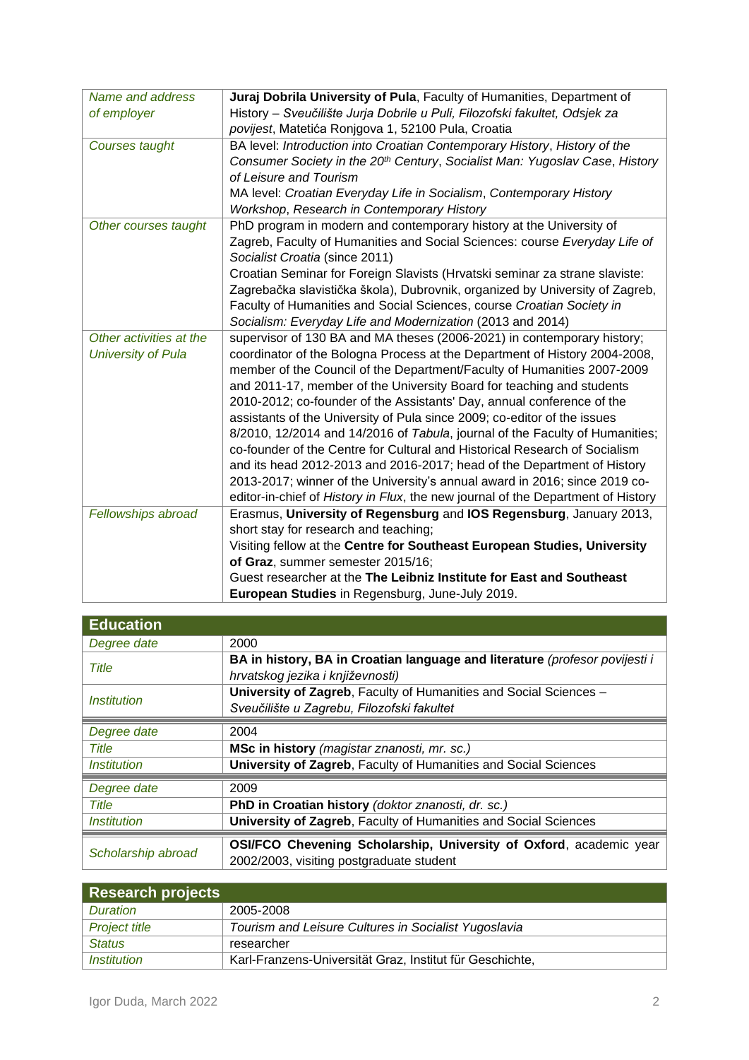| | |
|---|---|
| *Name and address of employer* | **Juraj Dobrila University of Pula**, Faculty of Humanities, Department of History – *Sveučilište Jurja Dobrile u Puli, Filozofski fakultet, Odsjek za povijest*, Matetića Ronjgova 1, 52100 Pula, Croatia |
| *Courses taught* | BA level: *Introduction into Croatian Contemporary History*, *History of the Consumer Society in the 20th Century*, *Socialist Man: Yugoslav Case*, *History of Leisure and Tourism*<br>MA level: *Croatian Everyday Life in Socialism*, *Contemporary History Workshop*, *Research in Contemporary History* |
| *Other courses taught* | PhD program in modern and contemporary history at the University of Zagreb, Faculty of Humanities and Social Sciences: course *Everyday Life of Socialist Croatia* (since 2011)<br>Croatian Seminar for Foreign Slavists (Hrvatski seminar za strane slaviste: Zagrebačka slavistička škola), Dubrovnik, organized by University of Zagreb, Faculty of Humanities and Social Sciences, course *Croatian Society in Socialism: Everyday Life and Modernization* (2013 and 2014) |
| *Other activities at the University of Pula* | supervisor of 130 BA and MA theses (2006-2021) in contemporary history; coordinator of the Bologna Process at the Department of History 2004-2008, member of the Council of the Department/Faculty of Humanities 2007-2009 and 2011-17, member of the University Board for teaching and students 2010-2012; co-founder of the Assistants' Day, annual conference of the assistants of the University of Pula since 2009; co-editor of the issues 8/2010, 12/2014 and 14/2016 of *Tabula*, journal of the Faculty of Humanities; co-founder of the Centre for Cultural and Historical Research of Socialism and its head 2012-2013 and 2016-2017; head of the Department of History 2013-2017; winner of the University's annual award in 2016; since 2019 co-editor-in-chief of *History in Flux*, the new journal of the Department of History |
| *Fellowships abroad* | Erasmus, **University of Regensburg** and **IOS Regensburg**, January 2013, short stay for research and teaching;<br>Visiting fellow at the **Centre for Southeast European Studies, University of Graz**, summer semester 2015/16;<br>Guest researcher at the **The Leibniz Institute for East and Southeast European Studies** in Regensburg, June-July 2019. |

## Education

| | |
|---|---|
| *Degree date* | 2000 |
| *Title* | **BA in history, BA in Croatian language and literature** *(profesor povijesti i hrvatskog jezika i književnosti)* |
| *Institution* | **University of Zagreb**, Faculty of Humanities and Social Sciences – *Sveučilište u Zagrebu, Filozofski fakultet* |
| *Degree date* | 2004 |
| *Title* | **MSc in history** *(magistar znanosti, mr. sc.)* |
| *Institution* | **University of Zagreb**, Faculty of Humanities and Social Sciences |
| *Degree date* | 2009 |
| *Title* | **PhD in Croatian history** *(doktor znanosti, dr. sc.)* |
| *Institution* | **University of Zagreb**, Faculty of Humanities and Social Sciences |
| *Scholarship abroad* | **OSI/FCO Chevening Scholarship, University of Oxford**, academic year 2002/2003, visiting postgraduate student |

## Research projects

| | |
|---|---|
| *Duration* | 2005-2008 |
| *Project title* | *Tourism and Leisure Cultures in Socialist Yugoslavia* |
| *Status* | researcher |
| *Institution* | Karl-Franzens-Universität Graz, Institut für Geschichte, |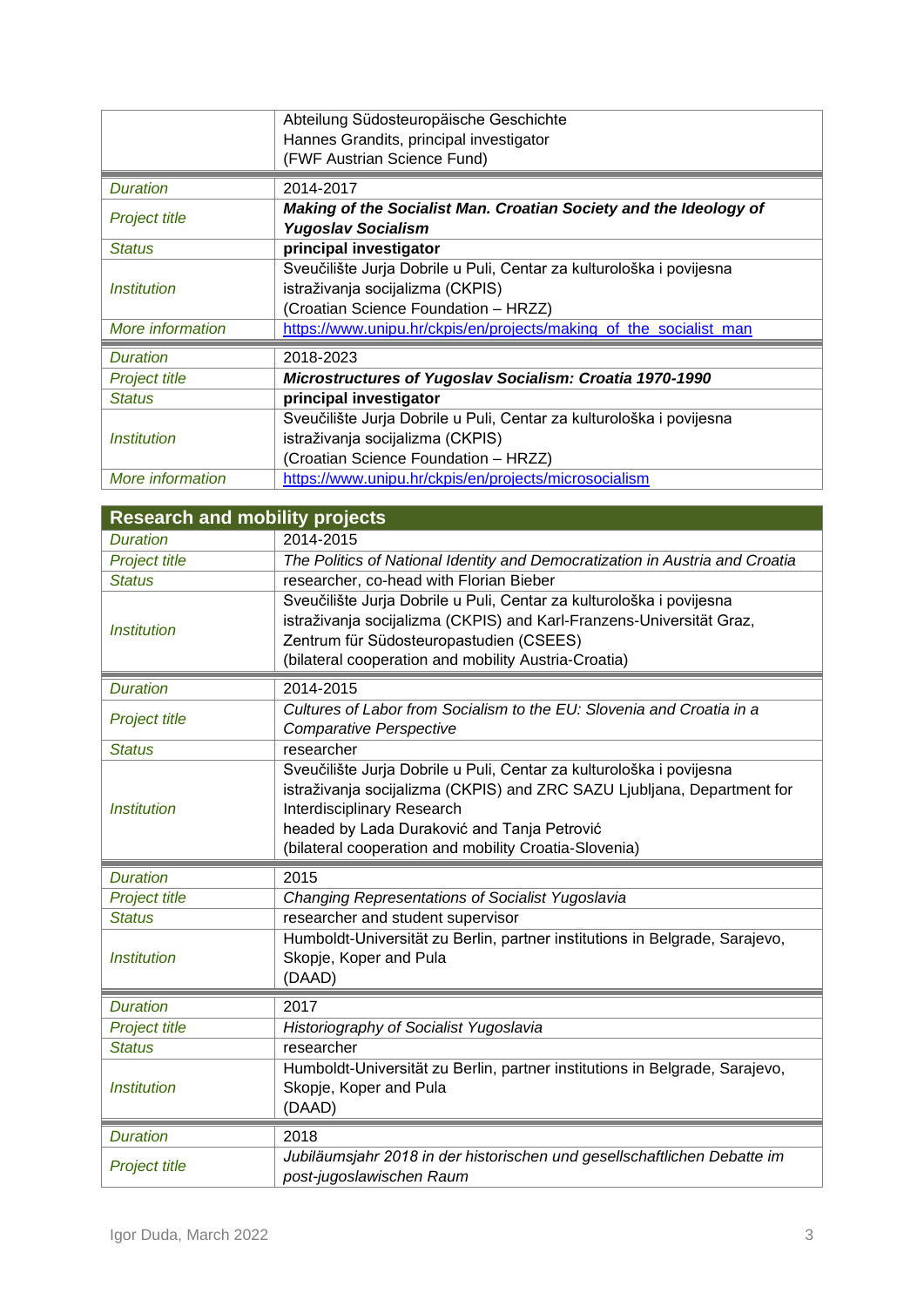| | |
|---|---|
| | Abteilung Südosteuropäische Geschichte<br>Hannes Grandits, principal investigator<br>(FWF Austrian Science Fund) |

| | |
|---|---|
| *Duration* | 2014-2017 |
| *Project title* | ***Making of the Socialist Man. Croatian Society and the Ideology of Yugoslav Socialism*** |
| *Status* | **principal investigator** |
| *Institution* | Sveučilište Jurja Dobrile u Puli, Centar za kulturološka i povijesna istraživanja socijalizma (CKPIS)<br>(Croatian Science Foundation – HRZZ) |
| *More information* | https://www.unipu.hr/ckpis/en/projects/making_of_the_socialist_man |

| | |
|---|---|
| *Duration* | 2018-2023 |
| *Project title* | ***Microstructures of Yugoslav Socialism: Croatia 1970-1990*** |
| *Status* | **principal investigator** |
| *Institution* | Sveučilište Jurja Dobrile u Puli, Centar za kulturološka i povijesna istraživanja socijalizma (CKPIS)<br>(Croatian Science Foundation – HRZZ) |
| *More information* | https://www.unipu.hr/ckpis/en/projects/microsocialism |

## Research and mobility projects

| | |
|---|---|
| *Duration* | 2014-2015 |
| *Project title* | *The Politics of National Identity and Democratization in Austria and Croatia* |
| *Status* | researcher, co-head with Florian Bieber |
| *Institution* | Sveučilište Jurja Dobrile u Puli, Centar za kulturološka i povijesna istraživanja socijalizma (CKPIS) and Karl-Franzens-Universität Graz, Zentrum für Südosteuropastudien (CSEES)<br>(bilateral cooperation and mobility Austria-Croatia) |

| | |
|---|---|
| *Duration* | 2014-2015 |
| *Project title* | *Cultures of Labor from Socialism to the EU: Slovenia and Croatia in a Comparative Perspective* |
| *Status* | researcher |
| *Institution* | Sveučilište Jurja Dobrile u Puli, Centar za kulturološka i povijesna istraživanja socijalizma (CKPIS) and ZRC SAZU Ljubljana, Department for Interdisciplinary Research<br>headed by Lada Duraković and Tanja Petrović<br>(bilateral cooperation and mobility Croatia-Slovenia) |

| | |
|---|---|
| *Duration* | 2015 |
| *Project title* | *Changing Representations of Socialist Yugoslavia* |
| *Status* | researcher and student supervisor |
| *Institution* | Humboldt-Universität zu Berlin, partner institutions in Belgrade, Sarajevo, Skopje, Koper and Pula<br>(DAAD) |

| | |
|---|---|
| *Duration* | 2017 |
| *Project title* | *Historiography of Socialist Yugoslavia* |
| *Status* | researcher |
| *Institution* | Humboldt-Universität zu Berlin, partner institutions in Belgrade, Sarajevo, Skopje, Koper and Pula<br>(DAAD) |

| | |
|---|---|
| *Duration* | 2018 |
| *Project title* | *Jubiläumsjahr 2018 in der historischen und gesellschaftlichen Debatte im post-jugoslawischen Raum* |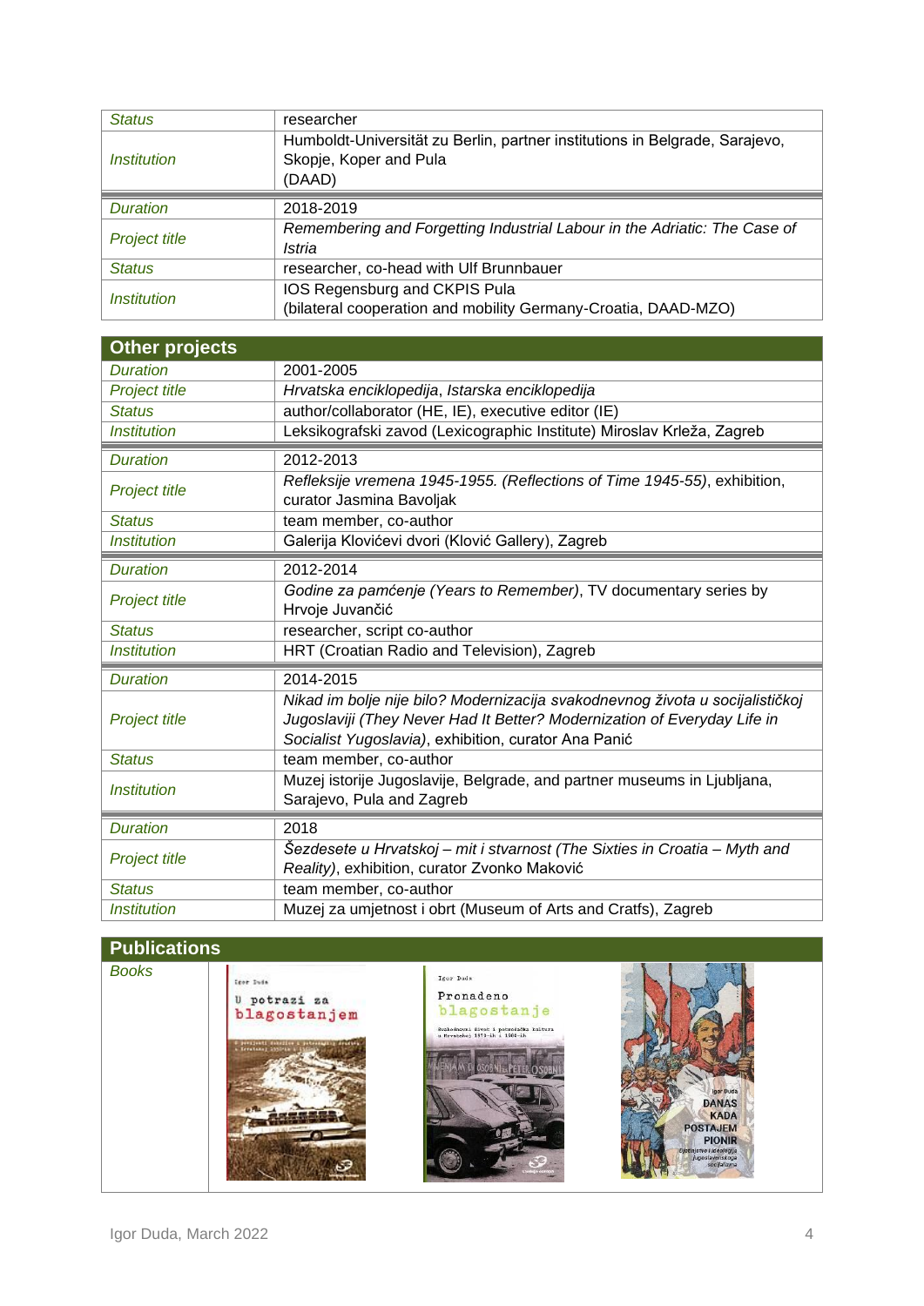| | |
|---|---|
| *Status* | researcher |
| *Institution* | Humboldt-Universität zu Berlin, partner institutions in Belgrade, Sarajevo, Skopje, Koper and Pula (DAAD) |

| | |
|---|---|
| *Duration* | 2018-2019 |
| *Project title* | *Remembering and Forgetting Industrial Labour in the Adriatic: The Case of Istria* |
| *Status* | researcher, co-head with Ulf Brunnbauer |
| *Institution* | IOS Regensburg and CKPIS Pula<br>(bilateral cooperation and mobility Germany-Croatia, DAAD-MZO) |

## Other projects

| | |
|---|---|
| *Duration* | 2001-2005 |
| *Project title* | *Hrvatska enciklopedija*, *Istarska enciklopedija* |
| *Status* | author/collaborator (HE, IE), executive editor (IE) |
| *Institution* | Leksikografski zavod (Lexicographic Institute) Miroslav Krleža, Zagreb |

| | |
|---|---|
| *Duration* | 2012-2013 |
| *Project title* | *Refleksije vremena 1945-1955. (Reflections of Time 1945-55)*, exhibition, curator Jasmina Bavoljak |
| *Status* | team member, co-author |
| *Institution* | Galerija Klovićevi dvori (Klović Gallery), Zagreb |

| | |
|---|---|
| *Duration* | 2012-2014 |
| *Project title* | *Godine za pamćenje (Years to Remember)*, TV documentary series by Hrvoje Juvančić |
| *Status* | researcher, script co-author |
| *Institution* | HRT (Croatian Radio and Television), Zagreb |

| | |
|---|---|
| *Duration* | 2014-2015 |
| *Project title* | *Nikad im bolje nije bilo? Modernizacija svakodnevnog života u socijalističkoj Jugoslaviji (They Never Had It Better? Modernization of Everyday Life in Socialist Yugoslavia)*, exhibition, curator Ana Panić |
| *Status* | team member, co-author |
| *Institution* | Muzej istorije Jugoslavije, Belgrade, and partner museums in Ljubljana, Sarajevo, Pula and Zagreb |

| | |
|---|---|
| *Duration* | 2018 |
| *Project title* | *Šezdesete u Hrvatskoj – mit i stvarnost (The Sixties in Croatia – Myth and Reality)*, exhibition, curator Zvonko Maković |
| *Status* | team member, co-author |
| *Institution* | Muzej za umjetnost i obrt (Museum of Arts and Cratfs), Zagreb |

## Publications

*Books*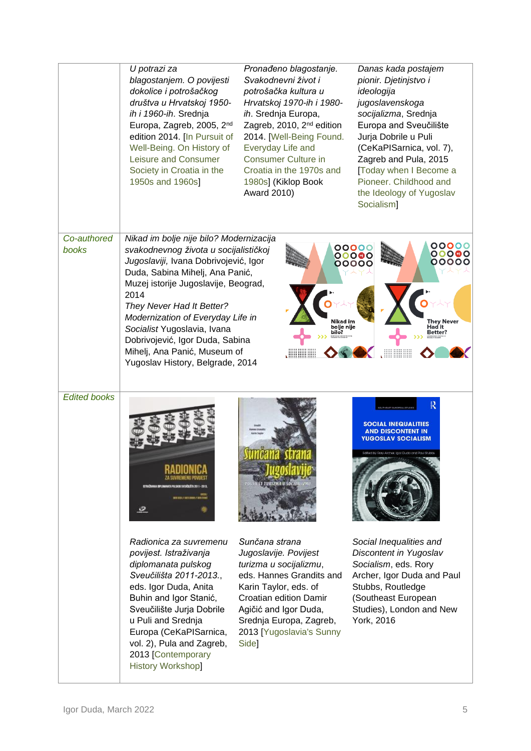| | | | |
|---|---|---|---|
| | *U potrazi za blagostanjem. O povijesti dokolice i potrošačkog društva u Hrvatskoj 1950-ih i 1960-ih*. Srednja Europa, Zagreb, 2005, 2nd edition 2014. [In Pursuit of Well-Being. On History of Leisure and Consumer Society in Croatia in the 1950s and 1960s] | *Pronađeno blagostanje. Svakodnevni život i potrošačka kultura u Hrvatskoj 1970-ih i 1980-ih*. Srednja Europa, Zagreb, 2010, 2nd edition 2014. [Well-Being Found. Everyday Life and Consumer Culture in Croatia in the 1970s and 1980s] (Kiklop Book Award 2010) | *Danas kada postajem pionir. Djetinjstvo i ideologija jugoslavenskoga socijalizma*, Srednja Europa and Sveučilište Jurja Dobrile u Puli (CeKaPISarnica, vol. 7), Zagreb and Pula, 2015 [Today when I Become a Pioneer. Childhood and the Ideology of Yugoslav Socialism] |
| *Co-authored books* | *Nikad im bolje nije bilo? Modernizacija svakodnevnog života u socijalističkoj Jugoslaviji*, Ivana Dobrivojević, Igor Duda, Sabina Mihelj, Ana Panić, Muzej istorije Jugoslavije, Beograd, 2014<br>*They Never Had It Better? Modernization of Everyday Life in Socialist* Yugoslavia, Ivana Dobrivojević, Igor Duda, Sabina Mihelj, Ana Panić, Museum of Yugoslav History, Belgrade, 2014 | | |
| *Edited books* | *Radionica za suvremenu povijest. Istraživanja diplomanata pulskog Sveučilišta 2011-2013.*, eds. Igor Duda, Anita Buhin and Igor Stanić, Sveučilište Jurja Dobrile u Puli and Srednja Europa (CeKaPISarnica, vol. 2), Pula and Zagreb, 2013 [Contemporary History Workshop] | *Sunčana strana Jugoslavije. Povijest turizma u socijalizmu*, eds. Hannes Grandits and Karin Taylor, eds. of Croatian edition Damir Agičić and Igor Duda, Srednja Europa, Zagreb, 2013 [Yugoslavia's Sunny Side] | *Social Inequalities and Discontent in Yugoslav Socialism*, eds. Rory Archer, Igor Duda and Paul Stubbs, Routledge (Southeast European Studies), London and New York, 2016 |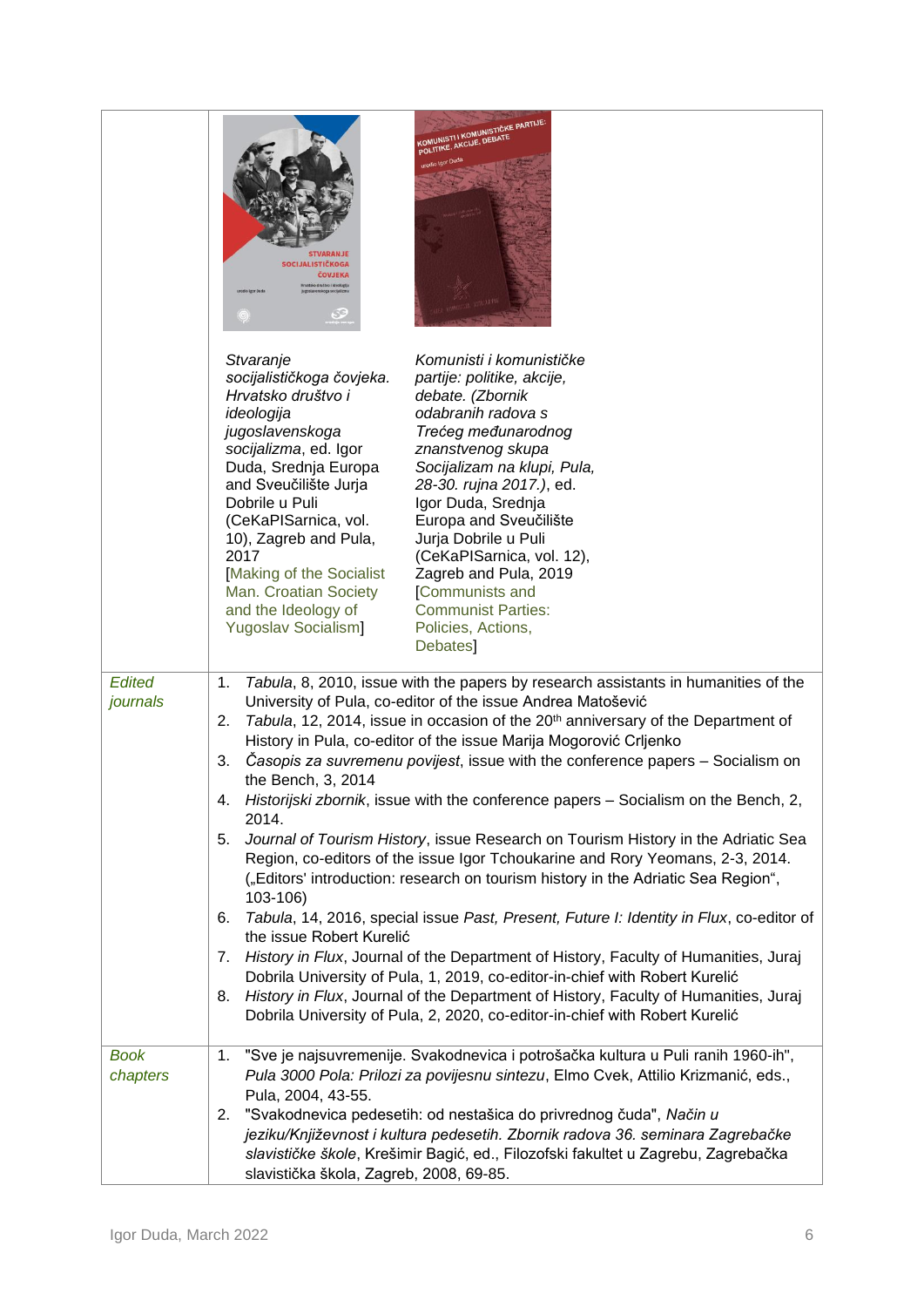| | | |
|---|---|---|
| | *Stvaranje socijalističkoga čovjeka. Hrvatsko društvo i ideologija jugoslavenskoga socijalizma*, ed. Igor Duda, Srednja Europa and Sveučilište Jurja Dobrile u Puli (CeKaPISarnica, vol. 10), Zagreb and Pula, 2017 [Making of the Socialist Man. Croatian Society and the Ideology of Yugoslav Socialism] | *Komunisti i komunističke partije: politike, akcije, debate. (Zbornik odabranih radova s Trećeg međunarodnog znanstvenog skupa Socijalizam na klupi, Pula, 28-30. rujna 2017.)*, ed. Igor Duda, Srednja Europa and Sveučilište Jurja Dobrile u Puli (CeKaPISarnica, vol. 12), Zagreb and Pula, 2019 [Communists and Communist Parties: Policies, Actions, Debates] |
| *Edited journals* | 1. *Tabula*, 8, 2010, issue with the papers by research assistants in humanities of the University of Pula, co-editor of the issue Andrea Matošević<br>2. *Tabula*, 12, 2014, issue in occasion of the 20th anniversary of the Department of History in Pula, co-editor of the issue Marija Mogorović Crljenko<br>3. *Časopis za suvremenu povijest*, issue with the conference papers – Socialism on the Bench, 3, 2014<br>4. *Historijski zbornik*, issue with the conference papers – Socialism on the Bench, 2, 2014.<br>5. *Journal of Tourism History*, issue Research on Tourism History in the Adriatic Sea Region, co-editors of the issue Igor Tchoukarine and Rory Yeomans, 2-3, 2014. („Editors' introduction: research on tourism history in the Adriatic Sea Region", 103-106)<br>6. *Tabula*, 14, 2016, special issue *Past, Present, Future I: Identity in Flux*, co-editor of the issue Robert Kurelić<br>7. *History in Flux*, Journal of the Department of History, Faculty of Humanities, Juraj Dobrila University of Pula, 1, 2019, co-editor-in-chief with Robert Kurelić<br>8. *History in Flux*, Journal of the Department of History, Faculty of Humanities, Juraj Dobrila University of Pula, 2, 2020, co-editor-in-chief with Robert Kurelić | |
| *Book chapters* | 1. "Sve je najsuvremenije. Svakodnevica i potrošačka kultura u Puli ranih 1960-ih", *Pula 3000 Pola: Prilozi za povijesnu sintezu*, Elmo Cvek, Attilio Krizmanić, eds., Pula, 2004, 43-55.<br>2. "Svakodnevica pedesetih: od nestašica do privrednog čuda", *Način u jeziku/Književnost i kultura pedesetih. Zbornik radova 36. seminara Zagrebačke slavističke škole*, Krešimir Bagić, ed., Filozofski fakultet u Zagrebu, Zagrebačka slavistička škola, Zagreb, 2008, 69-85. | |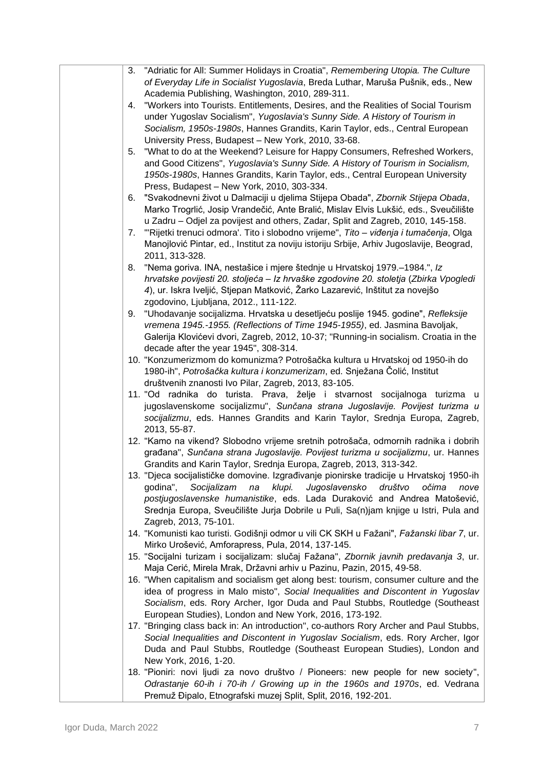3. "Adriatic for All: Summer Holidays in Croatia", *Remembering Utopia. The Culture of Everyday Life in Socialist Yugoslavia*, Breda Luthar, Maruša Pušnik, eds., New Academia Publishing, Washington, 2010, 289-311.
4. "Workers into Tourists. Entitlements, Desires, and the Realities of Social Tourism under Yugoslav Socialism", *Yugoslavia's Sunny Side. A History of Tourism in Socialism, 1950s-1980s*, Hannes Grandits, Karin Taylor, eds., Central European University Press, Budapest – New York, 2010, 33-68.
5. "What to do at the Weekend? Leisure for Happy Consumers, Refreshed Workers, and Good Citizens", *Yugoslavia's Sunny Side. A History of Tourism in Socialism, 1950s-1980s*, Hannes Grandits, Karin Taylor, eds., Central European University Press, Budapest – New York, 2010, 303-334.
6. "Svakodnevni život u Dalmaciji u djelima Stijepa Obada", *Zbornik Stijepa Obada*, Marko Trogrlić, Josip Vrandečić, Ante Bralić, Mislav Elvis Lukšić, eds., Sveučilište u Zadru – Odjel za povijest and others, Zadar, Split and Zagreb, 2010, 145-158.
7. "'Rijetki trenuci odmora'. Tito i slobodno vrijeme", *Tito – viđenja i tumačenja*, Olga Manojlović Pintar, ed., Institut za noviju istoriju Srbije, Arhiv Jugoslavije, Beograd, 2011, 313-328.
8. "Nema goriva. INA, nestašice i mjere štednje u Hrvatskoj 1979.–1984.", *Iz hrvatske povijesti 20. stoljeća – Iz hrvaške zgodovine 20. stoletja* (*Zbirka Vpogledi 4*), ur. Iskra Iveljić, Stjepan Matković, Žarko Lazarević, Inštitut za novejšo zgodovino, Ljubljana, 2012., 111-122.
9. "Uhodavanje socijalizma. Hrvatska u desetljeću poslije 1945. godine", *Refleksije vremena 1945.-1955. (Reflections of Time 1945-1955)*, ed. Jasmina Bavoljak, Galerija Klovićevi dvori, Zagreb, 2012, 10-37; "Running-in socialism. Croatia in the decade after the year 1945", 308-314.
10. "Konzumerizmom do komunizma? Potrošačka kultura u Hrvatskoj od 1950-ih do 1980-ih", *Potrošačka kultura i konzumerizam*, ed. Snježana Čolić, Institut društvenih znanosti Ivo Pilar, Zagreb, 2013, 83-105.
11. "Od radnika do turista. Prava, želje i stvarnost socijalnoga turizma u jugoslavenskome socijalizmu", *Sunčana strana Jugoslavije. Povijest turizma u socijalizmu*, eds. Hannes Grandits and Karin Taylor, Srednja Europa, Zagreb, 2013, 55-87.
12. "Kamo na vikend? Slobodno vrijeme sretnih potrošača, odmornih radnika i dobrih građana", *Sunčana strana Jugoslavije. Povijest turizma u socijalizmu*, ur. Hannes Grandits and Karin Taylor, Srednja Europa, Zagreb, 2013, 313-342.
13. "Djeca socijalističke domovine. Izgrađivanje pionirske tradicije u Hrvatskoj 1950-ih godina", *Socijalizam na klupi. Jugoslavensko društvo očima nove postjugoslavenske humanistike*, eds. Lada Duraković and Andrea Matošević, Srednja Europa, Sveučilište Jurja Dobrile u Puli, Sa(n)jam knjige u Istri, Pula and Zagreb, 2013, 75-101.
14. "Komunisti kao turisti. Godišnji odmor u vili CK SKH u Fažani", *Fažanski libar 7*, ur. Mirko Urošević, Amforapress, Pula, 2014, 137-145.
15. "Socijalni turizam i socijalizam: slučaj Fažana", *Zbornik javnih predavanja 3*, ur. Maja Cerić, Mirela Mrak, Državni arhiv u Pazinu, Pazin, 2015, 49-58.
16. "When capitalism and socialism get along best: tourism, consumer culture and the idea of progress in Malo misto", *Social Inequalities and Discontent in Yugoslav Socialism*, eds. Rory Archer, Igor Duda and Paul Stubbs, Routledge (Southeast European Studies), London and New York, 2016, 173-192.
17. "Bringing class back in: An introduction", co-authors Rory Archer and Paul Stubbs, *Social Inequalities and Discontent in Yugoslav Socialism*, eds. Rory Archer, Igor Duda and Paul Stubbs, Routledge (Southeast European Studies), London and New York, 2016, 1-20.
18. "Pioniri: novi ljudi za novo društvo / Pioneers: new people for new society", *Odrastanje 60-ih i 70-ih / Growing up in the 1960s and 1970s*, ed. Vedrana Premuž Đipalo, Etnografski muzej Split, Split, 2016, 192-201.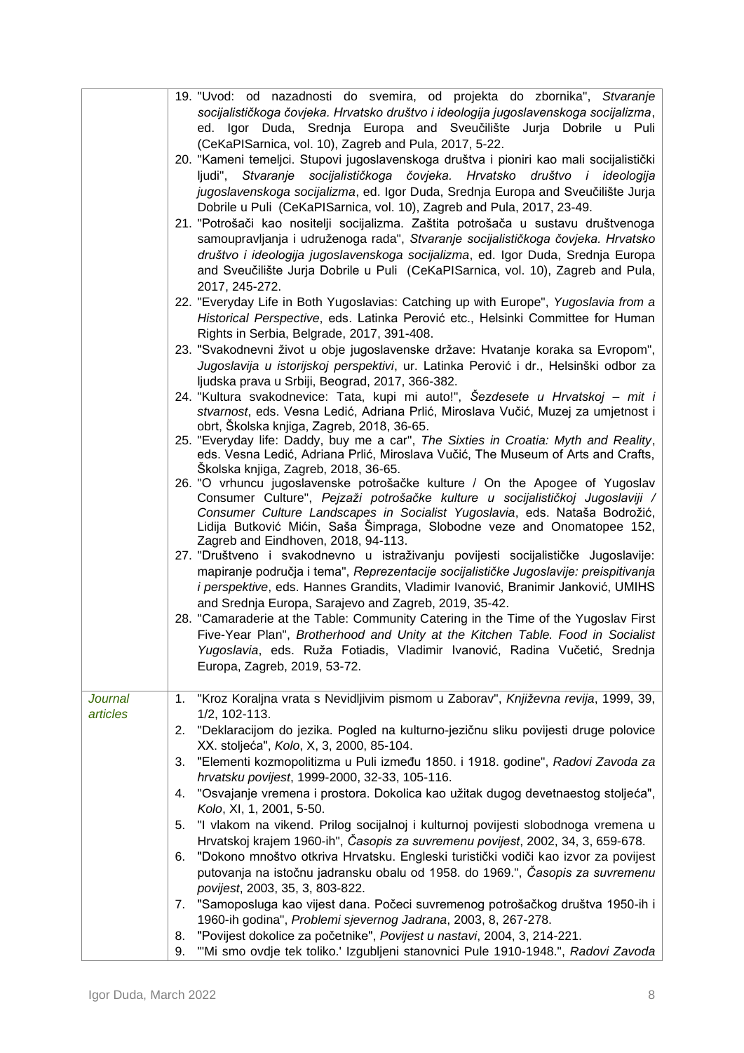19. "Uvod: od nazadnosti do svemira, od projekta do zbornika", *Stvaranje socijalističkoga čovjeka. Hrvatsko društvo i ideologija jugoslavenskoga socijalizma*, ed. Igor Duda, Srednja Europa and Sveučilište Jurja Dobrile u Puli (CeKaPISarnica, vol. 10), Zagreb and Pula, 2017, 5-22.
20. "Kameni temeljci. Stupovi jugoslavenskoga društva i pioniri kao mali socijalistički ljudi", *Stvaranje socijalističkoga čovjeka. Hrvatsko društvo i ideologija jugoslavenskoga socijalizma*, ed. Igor Duda, Srednja Europa and Sveučilište Jurja Dobrile u Puli (CeKaPISarnica, vol. 10), Zagreb and Pula, 2017, 23-49.
21. "Potrošači kao nositelji socijalizma. Zaštita potrošača u sustavu društvenoga samoupravljanja i udruženoga rada", *Stvaranje socijalističkoga čovjeka. Hrvatsko društvo i ideologija jugoslavenskoga socijalizma*, ed. Igor Duda, Srednja Europa and Sveučilište Jurja Dobrile u Puli (CeKaPISarnica, vol. 10), Zagreb and Pula, 2017, 245-272.
22. "Everyday Life in Both Yugoslavias: Catching up with Europe", *Yugoslavia from a Historical Perspective*, eds. Latinka Perović etc., Helsinki Committee for Human Rights in Serbia, Belgrade, 2017, 391-408.
23. "Svakodnevni život u obje jugoslavenske države: Hvatanje koraka sa Evropom", *Jugoslavija u istorijskoj perspektivi*, ur. Latinka Perović i dr., Helsinški odbor za ljudska prava u Srbiji, Beograd, 2017, 366-382.
24. "Kultura svakodnevice: Tata, kupi mi auto!", *Šezdesete u Hrvatskoj – mit i stvarnost*, eds. Vesna Ledić, Adriana Prlić, Miroslava Vučić, Muzej za umjetnost i obrt, Školska knjiga, Zagreb, 2018, 36-65.
25. "Everyday life: Daddy, buy me a car", *The Sixties in Croatia: Myth and Reality*, eds. Vesna Ledić, Adriana Prlić, Miroslava Vučić, The Museum of Arts and Crafts, Školska knjiga, Zagreb, 2018, 36-65.
26. "O vrhuncu jugoslavenske potrošačke kulture / On the Apogee of Yugoslav Consumer Culture", *Pejzaži potrošačke kulture u socijalističkoj Jugoslaviji / Consumer Culture Landscapes in Socialist Yugoslavia*, eds. Nataša Bodrožić, Lidija Butković Mićin, Saša Šimpraga, Slobodne veze and Onomatopee 152, Zagreb and Eindhoven, 2018, 94-113.
27. "Društveno i svakodnevno u istraživanju povijesti socijalističke Jugoslavije: mapiranje područja i tema", *Reprezentacije socijalističke Jugoslavije: preispitivanja i perspektive*, eds. Hannes Grandits, Vladimir Ivanović, Branimir Janković, UMIHS and Srednja Europa, Sarajevo and Zagreb, 2019, 35-42.
28. "Camaraderie at the Table: Community Catering in the Time of the Yugoslav First Five-Year Plan", *Brotherhood and Unity at the Kitchen Table. Food in Socialist Yugoslavia*, eds. Ruža Fotiadis, Vladimir Ivanović, Radina Vučetić, Srednja Europa, Zagreb, 2019, 53-72.

*Journal articles*

1. "Kroz Koraljna vrata s Nevidljivim pismom u Zaborav", *Književna revija*, 1999, 39, 1/2, 102-113.
2. "Deklaracijom do jezika. Pogled na kulturno-jezičnu sliku povijesti druge polovice XX. stoljeća", *Kolo*, X, 3, 2000, 85-104.
3. "Elementi kozmopolitizma u Puli između 1850. i 1918. godine", *Radovi Zavoda za hrvatsku povijest*, 1999-2000, 32-33, 105-116.
4. "Osvajanje vremena i prostora. Dokolica kao užitak dugog devetnaestog stoljeća", *Kolo*, XI, 1, 2001, 5-50.
5. "I vlakom na vikend. Prilog socijalnoj i kulturnoj povijesti slobodnoga vremena u Hrvatskoj krajem 1960-ih", *Časopis za suvremenu povijest*, 2002, 34, 3, 659-678.
6. "Dokono mnoštvo otkriva Hrvatsku. Engleski turistički vodiči kao izvor za povijest putovanja na istočnu jadransku obalu od 1958. do 1969.", *Časopis za suvremenu povijest*, 2003, 35, 3, 803-822.
7. "Samoposluga kao vijest dana. Počeci suvremenog potrošačkog društva 1950-ih i 1960-ih godina", *Problemi sjevernog Jadrana*, 2003, 8, 267-278.
8. "Povijest dokolice za početnike", *Povijest u nastavi*, 2004, 3, 214-221.
9. "'Mi smo ovdje tek toliko.' Izgubljeni stanovnici Pule 1910-1948.", *Radovi Zavoda*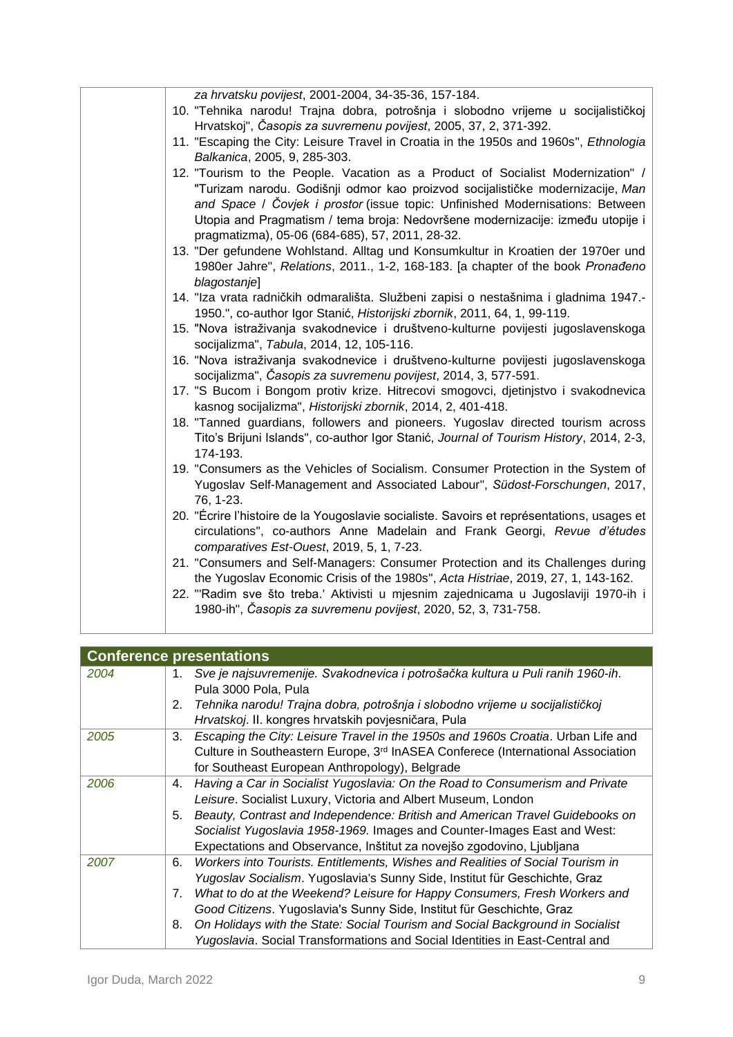| | *za hrvatsku povijest*, 2001-2004, 34-35-36, 157-184.<br>10. "Tehnika narodu! Trajna dobra, potrošnja i slobodno vrijeme u socijalističkoj Hrvatskoj", *Časopis za suvremenu povijest*, 2005, 37, 2, 371-392.<br>11. "Escaping the City: Leisure Travel in Croatia in the 1950s and 1960s", *Ethnologia Balkanica*, 2005, 9, 285-303.<br>12. "Tourism to the People. Vacation as a Product of Socialist Modernization" / "Turizam narodu. Godišnji odmor kao proizvod socijalističke modernizacije, *Man and Space* / *Čovjek i prostor* (issue topic: Unfinished Modernisations: Between Utopia and Pragmatism / tema broja: Nedovršene modernizacije: između utopije i pragmatizma), 05-06 (684-685), 57, 2011, 28-32.<br>13. "Der gefundene Wohlstand. Alltag und Konsumkultur in Kroatien der 1970er und 1980er Jahre", *Relations*, 2011., 1-2, 168-183. [a chapter of the book *Pronađeno blagostanje*]<br>14. "Iza vrata radničkih odmarališta. Službeni zapisi o nestašnima i gladnima 1947.-1950.", co-author Igor Stanić, *Historijski zbornik*, 2011, 64, 1, 99-119.<br>15. "Nova istraživanja svakodnevice i društveno-kulturne povijesti jugoslavenskoga socijalizma", *Tabula*, 2014, 12, 105-116.<br>16. "Nova istraživanja svakodnevice i društveno-kulturne povijesti jugoslavenskoga socijalizma", *Časopis za suvremenu povijest*, 2014, 3, 577-591.<br>17. "S Bucom i Bongom protiv krize. Hitrecovi smogovci, djetinjstvo i svakodnevica kasnog socijalizma", *Historijski zbornik*, 2014, 2, 401-418.<br>18. "Tanned guardians, followers and pioneers. Yugoslav directed tourism across Tito's Brijuni Islands", co-author Igor Stanić, *Journal of Tourism History*, 2014, 2-3, 174-193.<br>19. "Consumers as the Vehicles of Socialism. Consumer Protection in the System of Yugoslav Self-Management and Associated Labour", *Südost-Forschungen*, 2017, 76, 1-23.<br>20. "Écrire l'histoire de la Yougoslavie socialiste. Savoirs et représentations, usages et circulations", co-authors Anne Madelain and Frank Georgi, *Revue d'études comparatives Est-Ouest*, 2019, 5, 1, 7-23.<br>21. "Consumers and Self-Managers: Consumer Protection and its Challenges during the Yugoslav Economic Crisis of the 1980s", *Acta Histriae*, 2019, 27, 1, 143-162.<br>22. "'Radim sve što treba.' Aktivisti u mjesnim zajednicama u Jugoslaviji 1970-ih i 1980-ih", *Časopis za suvremenu povijest*, 2020, 52, 3, 731-758. |

| **Conference presentations** | |
|---|---|
| *2004* | 1. *Sve je najsuvremenije. Svakodnevica i potrošačka kultura u Puli ranih 1960-ih*. Pula 3000 Pola, Pula<br>2. *Tehnika narodu! Trajna dobra, potrošnja i slobodno vrijeme u socijalističkoj Hrvatskoj*. II. kongres hrvatskih povjesničara, Pula |
| *2005* | 3. *Escaping the City: Leisure Travel in the 1950s and 1960s Croatia*. Urban Life and Culture in Southeastern Europe, 3rd InASEA Conferece (International Association for Southeast European Anthropology), Belgrade |
| *2006* | 4. *Having a Car in Socialist Yugoslavia: On the Road to Consumerism and Private Leisure*. Socialist Luxury, Victoria and Albert Museum, London<br>5. *Beauty, Contrast and Independence: British and American Travel Guidebooks on Socialist Yugoslavia 1958-1969.* Images and Counter-Images East and West: Expectations and Observance, Inštitut za novejšo zgodovino, Ljubljana |
| *2007* | 6. *Workers into Tourists. Entitlements, Wishes and Realities of Social Tourism in Yugoslav Socialism*. Yugoslavia's Sunny Side, Institut für Geschichte, Graz<br>7. *What to do at the Weekend? Leisure for Happy Consumers, Fresh Workers and Good Citizens*. Yugoslavia's Sunny Side, Institut für Geschichte, Graz<br>8. *On Holidays with the State: Social Tourism and Social Background in Socialist Yugoslavia*. Social Transformations and Social Identities in East-Central and |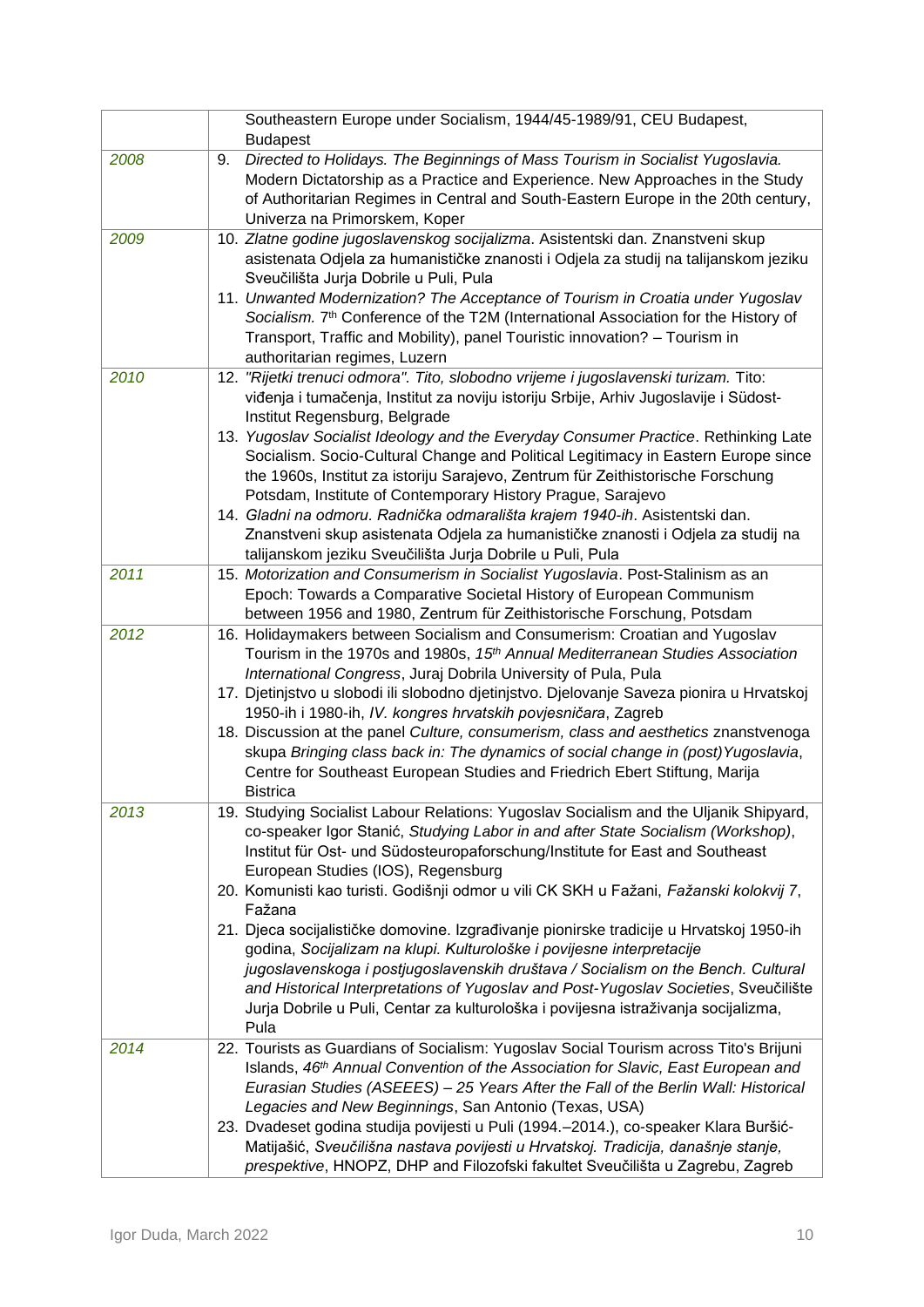| | |
|---|---|
| | Southeastern Europe under Socialism, 1944/45-1989/91, CEU Budapest, Budapest |
| *2008* | 9. *Directed to Holidays. The Beginnings of Mass Tourism in Socialist Yugoslavia.* Modern Dictatorship as a Practice and Experience. New Approaches in the Study of Authoritarian Regimes in Central and South-Eastern Europe in the 20th century, Univerza na Primorskem, Koper |
| *2009* | 10. *Zlatne godine jugoslavenskog socijalizma*. Asistentski dan. Znanstveni skup asistenata Odjela za humanističke znanosti i Odjela za studij na talijanskom jeziku Sveučilišta Jurja Dobrile u Puli, Pula<br>11. *Unwanted Modernization? The Acceptance of Tourism in Croatia under Yugoslav Socialism.* 7th Conference of the T2M (International Association for the History of Transport, Traffic and Mobility), panel Touristic innovation? – Tourism in authoritarian regimes, Luzern |
| *2010* | 12. *"Rijetki trenuci odmora". Tito, slobodno vrijeme i jugoslavenski turizam.* Tito: viđenja i tumačenja, Institut za noviju istoriju Srbije, Arhiv Jugoslavije i Südost-Institut Regensburg, Belgrade<br>13. *Yugoslav Socialist Ideology and the Everyday Consumer Practice*. Rethinking Late Socialism. Socio-Cultural Change and Political Legitimacy in Eastern Europe since the 1960s, Institut za istoriju Sarajevo, Zentrum für Zeithistorische Forschung Potsdam, Institute of Contemporary History Prague, Sarajevo<br>14. *Gladni na odmoru. Radnička odmarališta krajem 1940-ih*. Asistentski dan. Znanstveni skup asistenata Odjela za humanističke znanosti i Odjela za studij na talijanskom jeziku Sveučilišta Jurja Dobrile u Puli, Pula |
| *2011* | 15. *Motorization and Consumerism in Socialist Yugoslavia*. Post-Stalinism as an Epoch: Towards a Comparative Societal History of European Communism between 1956 and 1980, Zentrum für Zeithistorische Forschung, Potsdam |
| *2012* | 16. Holidaymakers between Socialism and Consumerism: Croatian and Yugoslav Tourism in the 1970s and 1980s, *15th Annual Mediterranean Studies Association International Congress*, Juraj Dobrila University of Pula, Pula<br>17. Djetinjstvo u slobodi ili slobodno djetinjstvo. Djelovanje Saveza pionira u Hrvatskoj 1950-ih i 1980-ih, *IV. kongres hrvatskih povjesničara*, Zagreb<br>18. Discussion at the panel *Culture, consumerism, class and aesthetics* znanstvenoga skupa *Bringing class back in: The dynamics of social change in (post)Yugoslavia*, Centre for Southeast European Studies and Friedrich Ebert Stiftung, Marija Bistrica |
| *2013* | 19. Studying Socialist Labour Relations: Yugoslav Socialism and the Uljanik Shipyard, co-speaker Igor Stanić, *Studying Labor in and after State Socialism (Workshop)*, Institut für Ost- und Südosteuropaforschung/Institute for East and Southeast European Studies (IOS), Regensburg<br>20. Komunisti kao turisti. Godišnji odmor u vili CK SKH u Fažani, *Fažanski kolokvij 7*, Fažana<br>21. Djeca socijalističke domovine. Izgrađivanje pionirske tradicije u Hrvatskoj 1950-ih godina, *Socijalizam na klupi. Kulturološke i povijesne interpretacije jugoslavenskoga i postjugoslavenskih društava / Socialism on the Bench. Cultural and Historical Interpretations of Yugoslav and Post-Yugoslav Societies*, Sveučilište Jurja Dobrile u Puli, Centar za kulturološka i povijesna istraživanja socijalizma, Pula |
| *2014* | 22. Tourists as Guardians of Socialism: Yugoslav Social Tourism across Tito's Brijuni Islands, *46th Annual Convention of the Association for Slavic, East European and Eurasian Studies (ASEEES) – 25 Years After the Fall of the Berlin Wall: Historical Legacies and New Beginnings*, San Antonio (Texas, USA)<br>23. Dvadeset godina studija povijesti u Puli (1994.–2014.), co-speaker Klara Buršić-Matijašić, *Sveučilišna nastava povijesti u Hrvatskoj. Tradicija, današnje stanje, prespektive*, HNOPZ, DHP and Filozofski fakultet Sveučilišta u Zagrebu, Zagreb |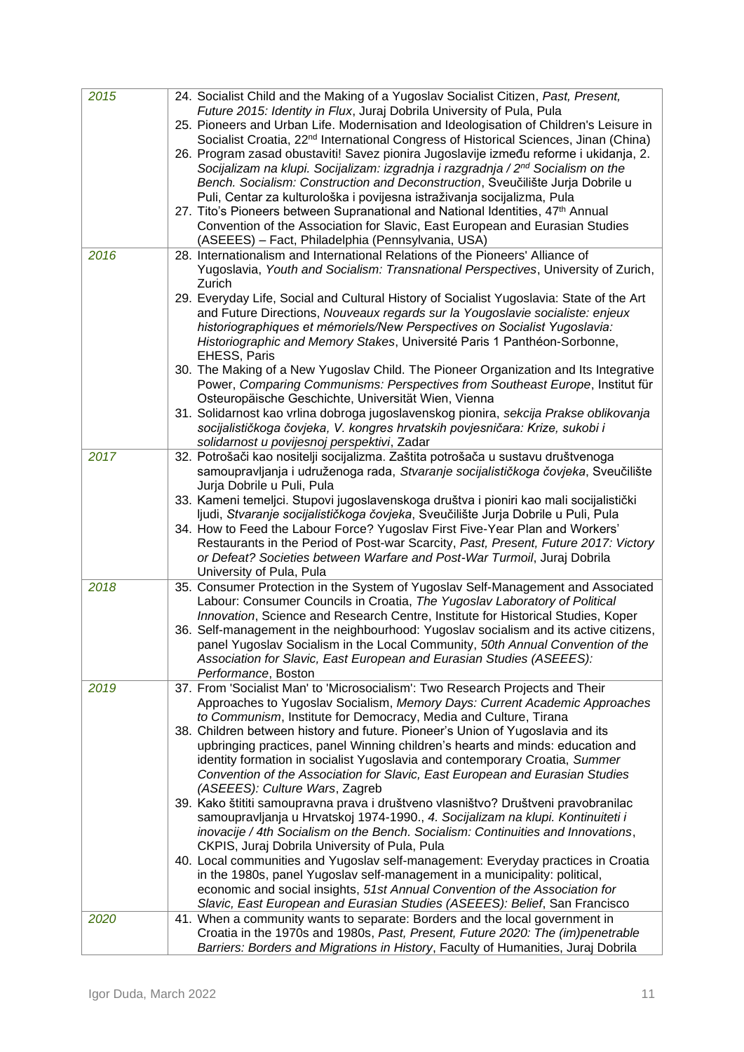| | |
|---|---|
| *2015* | 24. Socialist Child and the Making of a Yugoslav Socialist Citizen, *Past, Present, Future 2015: Identity in Flux*, Juraj Dobrila University of Pula, Pula<br>25. Pioneers and Urban Life. Modernisation and Ideologisation of Children's Leisure in Socialist Croatia, 22nd International Congress of Historical Sciences, Jinan (China)<br>26. Program zasad obustaviti! Savez pionira Jugoslavije između reforme i ukidanja, *2. Socijalizam na klupi. Socijalizam: izgradnja i razgradnja / 2nd Socialism on the Bench. Socialism: Construction and Deconstruction*, Sveučilište Jurja Dobrile u Puli, Centar za kulturološka i povijesna istraživanja socijalizma, Pula<br>27. Tito's Pioneers between Supranational and National Identities, 47th Annual Convention of the Association for Slavic, East European and Eurasian Studies (ASEEES) – Fact, Philadelphia (Pennsylvania, USA) |
| *2016* | 28. Internationalism and International Relations of the Pioneers' Alliance of Yugoslavia, *Youth and Socialism: Transnational Perspectives*, University of Zurich, Zurich<br>29. Everyday Life, Social and Cultural History of Socialist Yugoslavia: State of the Art and Future Directions, *Nouveaux regards sur la Yougoslavie socialiste: enjeux historiographiques et mémoriels/New Perspectives on Socialist Yugoslavia: Historiographic and Memory Stakes*, Université Paris 1 Panthéon-Sorbonne, EHESS, Paris<br>30. The Making of a New Yugoslav Child. The Pioneer Organization and Its Integrative Power, *Comparing Communisms: Perspectives from Southeast Europe*, Institut für Osteuropäische Geschichte, Universität Wien, Vienna<br>31. Solidarnost kao vrlina dobroga jugoslavenskog pionira, *sekcija Prakse oblikovanja socijalističkoga čovjeka, V. kongres hrvatskih povjesničara: Krize, sukobi i solidarnost u povijesnoj perspektivi*, Zadar |
| *2017* | 32. Potrošači kao nositelji socijalizma. Zaštita potrošača u sustavu društvenoga samoupravljanja i udruženoga rada, *Stvaranje socijalističkoga čovjeka*, Sveučilište Jurja Dobrile u Puli, Pula<br>33. Kameni temeljci. Stupovi jugoslavenskoga društva i pioniri kao mali socijalistički ljudi, *Stvaranje socijalističkoga čovjeka*, Sveučilište Jurja Dobrile u Puli, Pula<br>34. How to Feed the Labour Force? Yugoslav First Five-Year Plan and Workers' Restaurants in the Period of Post-war Scarcity, *Past, Present, Future 2017: Victory or Defeat? Societies between Warfare and Post-War Turmoil*, Juraj Dobrila University of Pula, Pula |
| *2018* | 35. Consumer Protection in the System of Yugoslav Self-Management and Associated Labour: Consumer Councils in Croatia, *The Yugoslav Laboratory of Political Innovation*, Science and Research Centre, Institute for Historical Studies, Koper<br>36. Self-management in the neighbourhood: Yugoslav socialism and its active citizens, panel Yugoslav Socialism in the Local Community, *50th Annual Convention of the Association for Slavic, East European and Eurasian Studies (ASEEES): Performance*, Boston |
| *2019* | 37. From 'Socialist Man' to 'Microsocialism': Two Research Projects and Their Approaches to Yugoslav Socialism, *Memory Days: Current Academic Approaches to Communism*, Institute for Democracy, Media and Culture, Tirana<br>38. Children between history and future. Pioneer's Union of Yugoslavia and its upbringing practices, panel Winning children's hearts and minds: education and identity formation in socialist Yugoslavia and contemporary Croatia, *Summer Convention of the Association for Slavic, East European and Eurasian Studies (ASEEES): Culture Wars*, Zagreb<br>39. Kako štititi samoupravna prava i društveno vlasništvo? Društveni pravobranilac samoupravljanja u Hrvatskoj 1974-1990., *4. Socijalizam na klupi. Kontinuiteti i inovacije / 4th Socialism on the Bench. Socialism: Continuities and Innovations*, CKPIS, Juraj Dobrila University of Pula, Pula<br>40. Local communities and Yugoslav self-management: Everyday practices in Croatia in the 1980s, panel Yugoslav self-management in a municipality: political, economic and social insights, *51st Annual Convention of the Association for Slavic, East European and Eurasian Studies (ASEEES): Belief*, San Francisco |
| *2020* | 41. When a community wants to separate: Borders and the local government in Croatia in the 1970s and 1980s, *Past, Present, Future 2020: The (im)penetrable Barriers: Borders and Migrations in History*, Faculty of Humanities, Juraj Dobrila |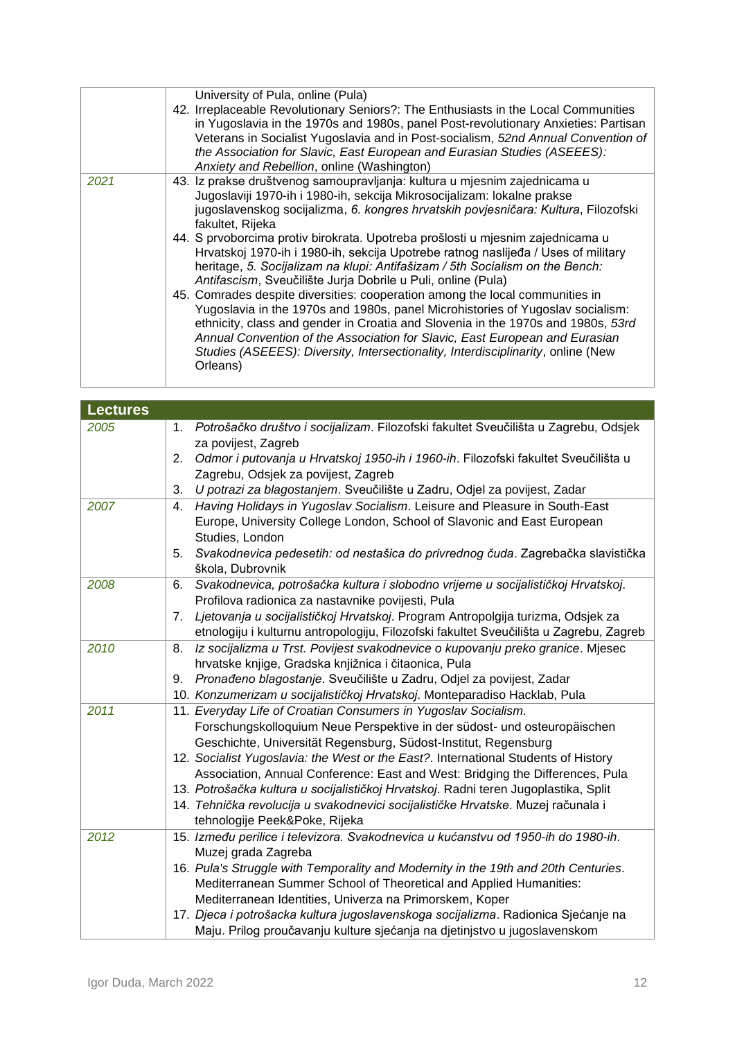| | |
|---|---|
| | University of Pula, online (Pula)<br>42. Irreplaceable Revolutionary Seniors?: The Enthusiasts in the Local Communities in Yugoslavia in the 1970s and 1980s, panel Post-revolutionary Anxieties: Partisan Veterans in Socialist Yugoslavia and in Post-socialism, *52nd Annual Convention of the Association for Slavic, East European and Eurasian Studies (ASEEES): Anxiety and Rebellion*, online (Washington) |
| *2021* | 43. Iz prakse društvenog samoupravljanja: kultura u mjesnim zajednicama u Jugoslaviji 1970-ih i 1980-ih, sekcija Mikrosocijalizam: lokalne prakse jugoslavenskog socijalizma, *6. kongres hrvatskih povjesničara: Kultura*, Filozofski fakultet, Rijeka<br>44. S prvoborcima protiv birokrata. Upotreba prošlosti u mjesnim zajednicama u Hrvatskoj 1970-ih i 1980-ih, sekcija Upotrebe ratnog naslijeđa / Uses of military heritage, *5. Socijalizam na klupi: Antifašizam / 5th Socialism on the Bench: Antifascism*, Sveučilište Jurja Dobrile u Puli, online (Pula)<br>45. Comrades despite diversities: cooperation among the local communities in Yugoslavia in the 1970s and 1980s, panel Microhistories of Yugoslav socialism: ethnicity, class and gender in Croatia and Slovenia in the 1970s and 1980s, *53rd Annual Convention of the Association for Slavic, East European and Eurasian Studies (ASEEES): Diversity, Intersectionality, Interdisciplinarity*, online (New Orleans) |

| **Lectures** | |
|---|---|
| *2005* | 1. *Potrošačko društvo i socijalizam*. Filozofski fakultet Sveučilišta u Zagrebu, Odsjek za povijest, Zagreb<br>2. *Odmor i putovanja u Hrvatskoj 1950-ih i 1960-ih*. Filozofski fakultet Sveučilišta u Zagrebu, Odsjek za povijest, Zagreb<br>3. *U potrazi za blagostanjem*. Sveučilište u Zadru, Odjel za povijest, Zadar |
| *2007* | 4. *Having Holidays in Yugoslav Socialism*. Leisure and Pleasure in South-East Europe, University College London, School of Slavonic and East European Studies, London<br>5. *Svakodnevica pedesetih: od nestašica do privrednog čuda*. Zagrebačka slavistička škola, Dubrovnik |
| *2008* | 6. *Svakodnevica, potrošačka kultura i slobodno vrijeme u socijalističkoj Hrvatskoj*. Profilova radionica za nastavnike povijesti, Pula<br>7. *Ljetovanja u socijalističkoj Hrvatskoj*. Program Antropolgija turizma, Odsjek za etnologiju i kulturnu antropologiju, Filozofski fakultet Sveučilišta u Zagrebu, Zagreb |
| *2010* | 8. *Iz socijalizma u Trst. Povijest svakodnevice o kupovanju preko granice*. Mjesec hrvatske knjige, Gradska knjižnica i čitaonica, Pula<br>9. *Pronađeno blagostanje*. Sveučilište u Zadru, Odjel za povijest, Zadar<br>10. *Konzumerizam u socijalističkoj Hrvatskoj*. Monteparadiso Hacklab, Pula |
| *2011* | 11. *Everyday Life of Croatian Consumers in Yugoslav Socialism*. Forschungskolloquium Neue Perspektive in der südost- und osteuropäischen Geschichte, Universität Regensburg, Südost-Institut, Regensburg<br>12. *Socialist Yugoslavia: the West or the East?*. International Students of History Association, Annual Conference: East and West: Bridging the Differences, Pula<br>13. *Potrošačka kultura u socijalističkoj Hrvatskoj*. Radni teren Jugoplastika, Split<br>14. *Tehnička revolucija u svakodnevici socijalističke Hrvatske*. Muzej računala i tehnologije Peek&Poke, Rijeka |
| *2012* | 15. *Između perilice i televizora. Svakodnevica u kućanstvu od 1950-ih do 1980-ih*. Muzej grada Zagreba<br>16. *Pula's Struggle with Temporality and Modernity in the 19th and 20th Centuries*. Mediterranean Summer School of Theoretical and Applied Humanities: Mediterranean Identities, Univerza na Primorskem, Koper<br>17. *Djeca i potrošacka kultura jugoslavenskoga socijalizma*. Radionica Sjećanje na Maju. Prilog proučavanju kulture sjećanja na djetinjstvo u jugoslavenskom |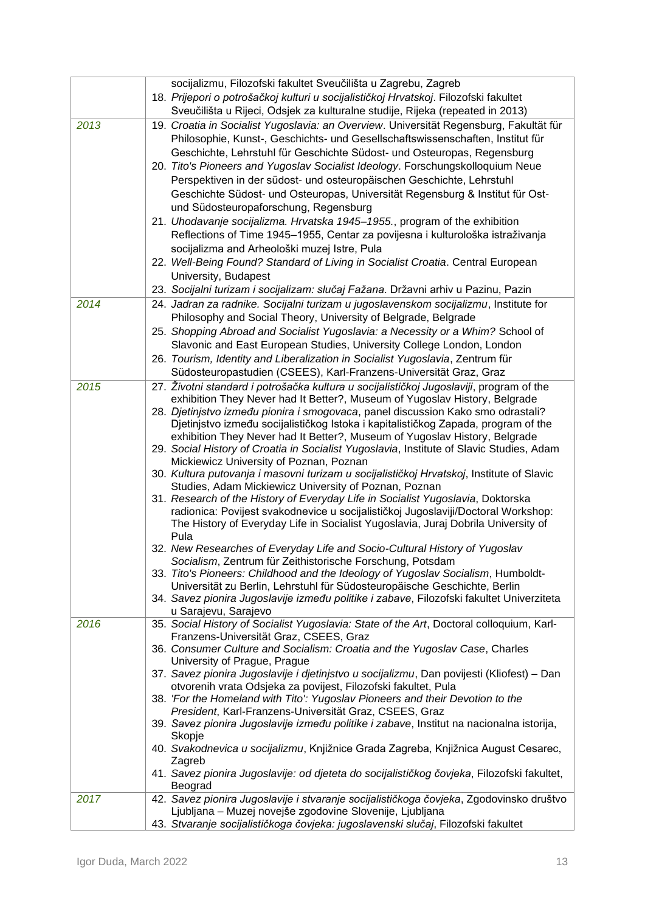| | |
|---|---|
| | socijalizmu, Filozofski fakultet Sveučilišta u Zagrebu, Zagreb<br>18. *Prijepori o potrošačkoj kulturi u socijalističkoj Hrvatskoj*. Filozofski fakultet Sveučilišta u Rijeci, Odsjek za kulturalne studije, Rijeka (repeated in 2013) |
| *2013* | 19. *Croatia in Socialist Yugoslavia: an Overview*. Universität Regensburg, Fakultät für Philosophie, Kunst-, Geschichts- und Gesellschaftswissenschaften, Institut für Geschichte, Lehrstuhl für Geschichte Südost- und Osteuropas, Regensburg<br>20. *Tito's Pioneers and Yugoslav Socialist Ideology*. Forschungskolloquium Neue Perspektiven in der südost- und osteuropäischen Geschichte, Lehrstuhl Geschichte Südost- und Osteuropas, Universität Regensburg & Institut für Ost- und Südosteuropaforschung, Regensburg<br>21. *Uhodavanje socijalizma. Hrvatska 1945–1955.*, program of the exhibition Reflections of Time 1945–1955, Centar za povijesna i kulturološka istraživanja socijalizma and Arheološki muzej Istre, Pula<br>22. *Well-Being Found? Standard of Living in Socialist Croatia*. Central European University, Budapest<br>23. *Socijalni turizam i socijalizam: slučaj Fažana*. Državni arhiv u Pazinu, Pazin |
| *2014* | 24. *Jadran za radnike. Socijalni turizam u jugoslavenskom socijalizmu*, Institute for Philosophy and Social Theory, University of Belgrade, Belgrade<br>25. *Shopping Abroad and Socialist Yugoslavia: a Necessity or a Whim?* School of Slavonic and East European Studies, University College London, London<br>26. *Tourism, Identity and Liberalization in Socialist Yugoslavia*, Zentrum für Südosteuropastudien (CSEES), Karl-Franzens-Universität Graz, Graz |
| *2015* | 27. *Životni standard i potrošačka kultura u socijalističkoj Jugoslaviji*, program of the exhibition They Never had It Better?, Museum of Yugoslav History, Belgrade<br>28. *Djetinjstvo između pionira i smogovaca*, panel discussion Kako smo odrastali? Djetinjstvo između socijalističkog Istoka i kapitalističkog Zapada, program of the exhibition They Never had It Better?, Museum of Yugoslav History, Belgrade<br>29. *Social History of Croatia in Socialist Yugoslavia*, Institute of Slavic Studies, Adam Mickiewicz University of Poznan, Poznan<br>30. *Kultura putovanja i masovni turizam u socijalističkoj Hrvatskoj*, Institute of Slavic Studies, Adam Mickiewicz University of Poznan, Poznan<br>31. *Research of the History of Everyday Life in Socialist Yugoslavia*, Doktorska radionica: Povijest svakodnevice u socijalističkoj Jugoslaviji/Doctoral Workshop: The History of Everyday Life in Socialist Yugoslavia, Juraj Dobrila University of Pula<br>32. *New Researches of Everyday Life and Socio-Cultural History of Yugoslav Socialism*, Zentrum für Zeithistorische Forschung, Potsdam<br>33. *Tito's Pioneers: Childhood and the Ideology of Yugoslav Socialism*, Humboldt-Universität zu Berlin, Lehrstuhl für Südosteuropäische Geschichte, Berlin<br>34. *Savez pionira Jugoslavije između politike i zabave*, Filozofski fakultet Univerziteta u Sarajevu, Sarajevo |
| *2016* | 35. *Social History of Socialist Yugoslavia: State of the Art*, Doctoral colloquium, Karl-Franzens-Universität Graz, CSEES, Graz<br>36. *Consumer Culture and Socialism: Croatia and the Yugoslav Case*, Charles University of Prague, Prague<br>37. *Savez pionira Jugoslavije i djetinjstvo u socijalizmu*, Dan povijesti (Kliofest) – Dan otvorenih vrata Odsjeka za povijest, Filozofski fakultet, Pula<br>38. *'For the Homeland with Tito': Yugoslav Pioneers and their Devotion to the President*, Karl-Franzens-Universität Graz, CSEES, Graz<br>39. *Savez pionira Jugoslavije između politike i zabave*, Institut na nacionalna istorija, Skopje<br>40. *Svakodnevica u socijalizmu*, Knjižnice Grada Zagreba, Knjižnica August Cesarec, Zagreb<br>41. *Savez pionira Jugoslavije: od djeteta do socijalističkog čovjeka*, Filozofski fakultet, Beograd |
| *2017* | 42. *Savez pionira Jugoslavije i stvaranje socijalističkoga čovjeka*, Zgodovinsko društvo Ljubljana – Muzej novejše zgodovine Slovenije, Ljubljana<br>43. *Stvaranje socijalističkoga čovjeka: jugoslavenski slučaj*, Filozofski fakultet |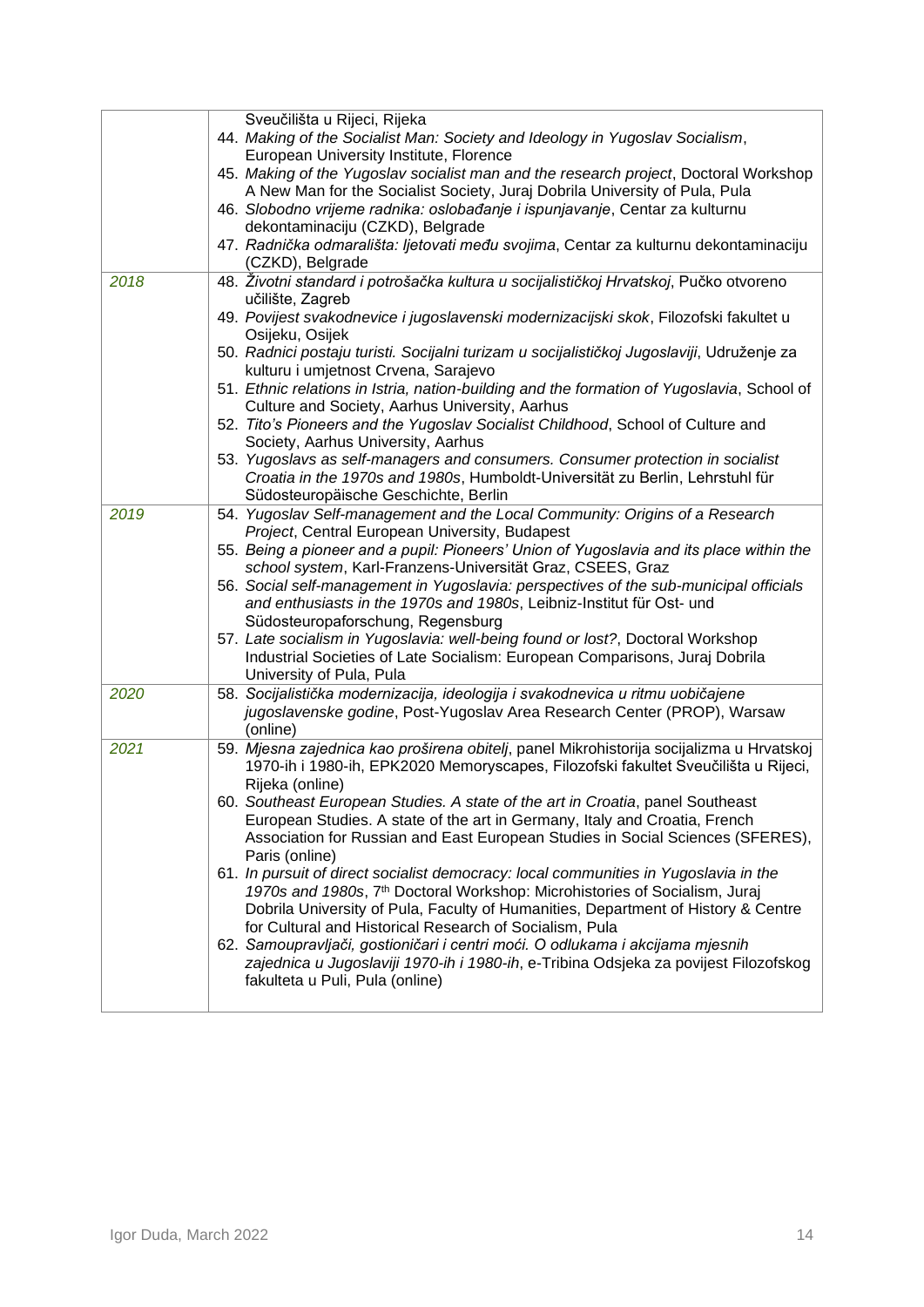| | |
|---|---|
| | Sveučilišta u Rijeci, Rijeka<br>44. *Making of the Socialist Man: Society and Ideology in Yugoslav Socialism*, European University Institute, Florence<br>45. *Making of the Yugoslav socialist man and the research project*, Doctoral Workshop A New Man for the Socialist Society, Juraj Dobrila University of Pula, Pula<br>46. *Slobodno vrijeme radnika: oslobađanje i ispunjavanje*, Centar za kulturnu dekontaminaciju (CZKD), Belgrade<br>47. *Radnička odmarališta: ljetovati među svojima*, Centar za kulturnu dekontaminaciju (CZKD), Belgrade |
| *2018* | 48. *Životni standard i potrošačka kultura u socijalističkoj Hrvatskoj*, Pučko otvoreno učilište, Zagreb<br>49. *Povijest svakodnevice i jugoslavenski modernizacijski skok*, Filozofski fakultet u Osijeku, Osijek<br>50. *Radnici postaju turisti. Socijalni turizam u socijalističkoj Jugoslaviji*, Udruženje za kulturu i umjetnost Crvena, Sarajevo<br>51. *Ethnic relations in Istria, nation-building and the formation of Yugoslavia*, School of Culture and Society, Aarhus University, Aarhus<br>52. *Tito's Pioneers and the Yugoslav Socialist Childhood*, School of Culture and Society, Aarhus University, Aarhus<br>53. *Yugoslavs as self-managers and consumers. Consumer protection in socialist Croatia in the 1970s and 1980s*, Humboldt-Universität zu Berlin, Lehrstuhl für Südosteuropäische Geschichte, Berlin |
| *2019* | 54. *Yugoslav Self-management and the Local Community: Origins of a Research Project*, Central European University, Budapest<br>55. *Being a pioneer and a pupil: Pioneers' Union of Yugoslavia and its place within the school system*, Karl-Franzens-Universität Graz, CSEES, Graz<br>56. *Social self-management in Yugoslavia: perspectives of the sub-municipal officials and enthusiasts in the 1970s and 1980s*, Leibniz-Institut für Ost- und Südosteuropaforschung, Regensburg<br>57. *Late socialism in Yugoslavia: well-being found or lost?*, Doctoral Workshop Industrial Societies of Late Socialism: European Comparisons, Juraj Dobrila University of Pula, Pula |
| *2020* | 58. *Socijalistička modernizacija, ideologija i svakodnevica u ritmu uobičajene jugoslavenske godine*, Post-Yugoslav Area Research Center (PROP), Warsaw (online) |
| *2021* | 59. *Mjesna zajednica kao proširena obitelj*, panel Mikrohistorija socijalizma u Hrvatskoj 1970-ih i 1980-ih, EPK2020 Memoryscapes, Filozofski fakultet Sveučilišta u Rijeci, Rijeka (online)<br>60. *Southeast European Studies. A state of the art in Croatia*, panel Southeast European Studies. A state of the art in Germany, Italy and Croatia, French Association for Russian and East European Studies in Social Sciences (SFERES), Paris (online)<br>61. *In pursuit of direct socialist democracy: local communities in Yugoslavia in the 1970s and 1980s*, 7th Doctoral Workshop: Microhistories of Socialism, Juraj Dobrila University of Pula, Faculty of Humanities, Department of History & Centre for Cultural and Historical Research of Socialism, Pula<br>62. *Samoupravljači, gostioničari i centri moći. O odlukama i akcijama mjesnih zajednica u Jugoslaviji 1970-ih i 1980-ih*, e-Tribina Odsjeka za povijest Filozofskog fakulteta u Puli, Pula (online) |